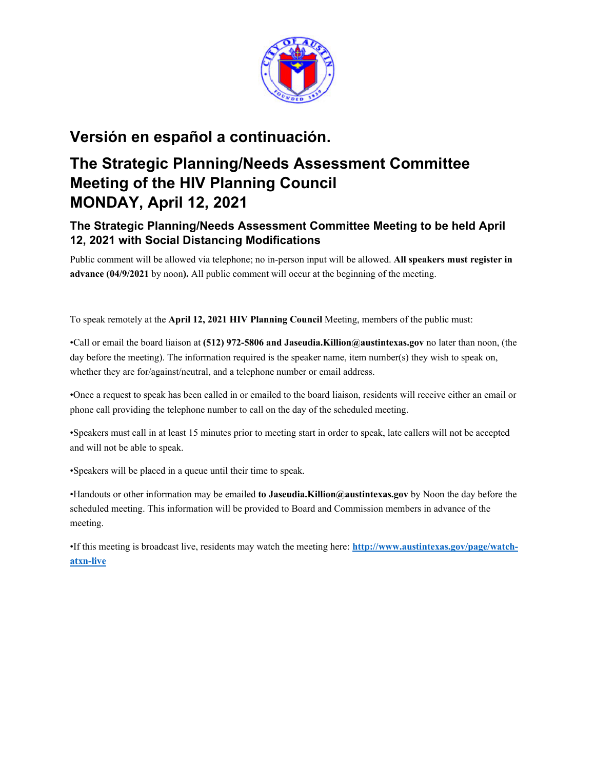# Versión en español a continuación.

# The Strategic Planning/Needs Assessment Committee Meeting of the HIV Planning Council MONDAY, April 12, 2021

## The Strategic Planning/Needs Assessment Committee Meeting to be held April 12, 2021 with Social Distancing Modifications

Public comment will be allowed via telephone; no in-person input will be allowed. **All speakers must register in advance (04/9/2021** by noon**).** All public comment will occur at the beginning of the meeting.

To speak remotely at the **April 12, 2021 HIV Planning Council** Meeting, members of the public must:

•Call or email the board liaison at **(512) 972-5806 and Jaseudia.Killion@austintexas.gov** no later than noon, (the day before the meeting). The information required is the speaker name, item number(s) they wish to speak on, whether they are for/against/neutral, and a telephone number or email address.

•Once a request to speak has been called in or emailed to the board liaison, residents will receive either an email or phone call providing the telephone number to call on the day of the scheduled meeting.

•Speakers must call in at least 15 minutes prior to meeting start in order to speak, late callers will not be accepted and will not be able to speak.

•Speakers will be placed in a queue until their time to speak.

•Handouts or other information may be emailed **to Jaseudia.Killion@austintexas.gov** by Noon the day before the scheduled meeting. This information will be provided to Board and Commission members in advance of the meeting.

•If this meeting is broadcast live, residents may watch the meeting here: [http://www.austintexas.gov/page/watch-atxn-live](http://www.austintexas.gov/page/watch-atxn-live)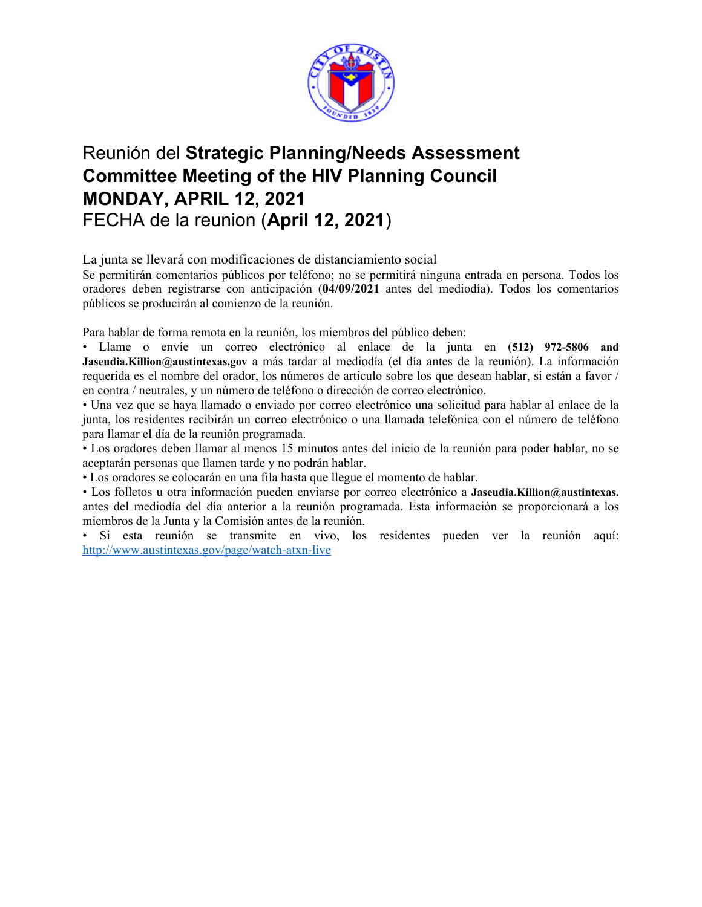# Reunión del **Strategic Planning/Needs Assessment Committee Meeting of the HIV Planning Council**
# **MONDAY, APRIL 12, 2021**
## FECHA de la reunion (**April 12, 2021**)

La junta se llevará con modificaciones de distanciamiento social

Se permitirán comentarios públicos por teléfono; no se permitirá ninguna entrada en persona. Todos los oradores deben registrarse con anticipación (**04/09/2021** antes del mediodía). Todos los comentarios públicos se producirán al comienzo de la reunión.

Para hablar de forma remota en la reunión, los miembros del público deben:

- Llame o envíe un correo electrónico al enlace de la junta en (**512) 972-5806 and Jaseudia.Killion@austintexas.gov** a más tardar al mediodía (el día antes de la reunión). La información requerida es el nombre del orador, los números de artículo sobre los que desean hablar, si están a favor / en contra / neutrales, y un número de teléfono o dirección de correo electrónico.
- Una vez que se haya llamado o enviado por correo electrónico una solicitud para hablar al enlace de la junta, los residentes recibirán un correo electrónico o una llamada telefónica con el número de teléfono para llamar el día de la reunión programada.
- Los oradores deben llamar al menos 15 minutos antes del inicio de la reunión para poder hablar, no se aceptarán personas que llamen tarde y no podrán hablar.
- Los oradores se colocarán en una fila hasta que llegue el momento de hablar.
- Los folletos u otra información pueden enviarse por correo electrónico a **Jaseudia.Killion@austintexas.** antes del mediodía del día anterior a la reunión programada. Esta información se proporcionará a los miembros de la Junta y la Comisión antes de la reunión.
- Si esta reunión se transmite en vivo, los residentes pueden ver la reunión aquí: http://www.austintexas.gov/page/watch-atxn-live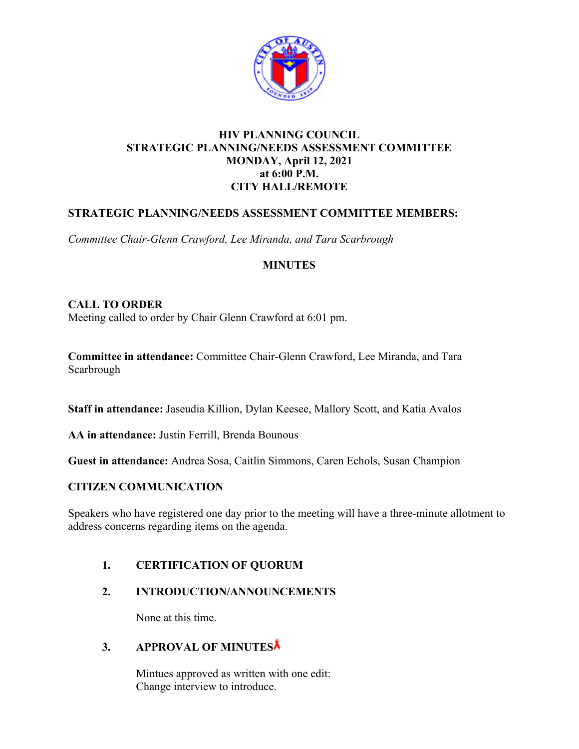# HIV PLANNING COUNCIL
## STRATEGIC PLANNING/NEEDS ASSESSMENT COMMITTEE
## MONDAY, April 12, 2021
## at 6:00 P.M.
## CITY HALL/REMOTE

**STRATEGIC PLANNING/NEEDS ASSESSMENT COMMITTEE MEMBERS:**

*Committee Chair-Glenn Crawford, Lee Miranda, and Tara Scarbrough*

**MINUTES**

**CALL TO ORDER**
Meeting called to order by Chair Glenn Crawford at 6:01 pm.

**Committee in attendance:** Committee Chair-Glenn Crawford, Lee Miranda, and Tara Scarbrough

**Staff in attendance:** Jaseudia Killion, Dylan Keesee, Mallory Scott, and Katia Avalos

**AA in attendance:** Justin Ferrill, Brenda Bounous

**Guest in attendance:** Andrea Sosa, Caitlin Simmons, Caren Echols, Susan Champion

**CITIZEN COMMUNICATION**

Speakers who have registered one day prior to the meeting will have a three-minute allotment to address concerns regarding items on the agenda.

1. **CERTIFICATION OF QUORUM**

2. **INTRODUCTION/ANNOUNCEMENTS**

   None at this time.

3. **APPROVAL OF MINUTES**

   Mintues approved as written with one edit:
   Change interview to introduce.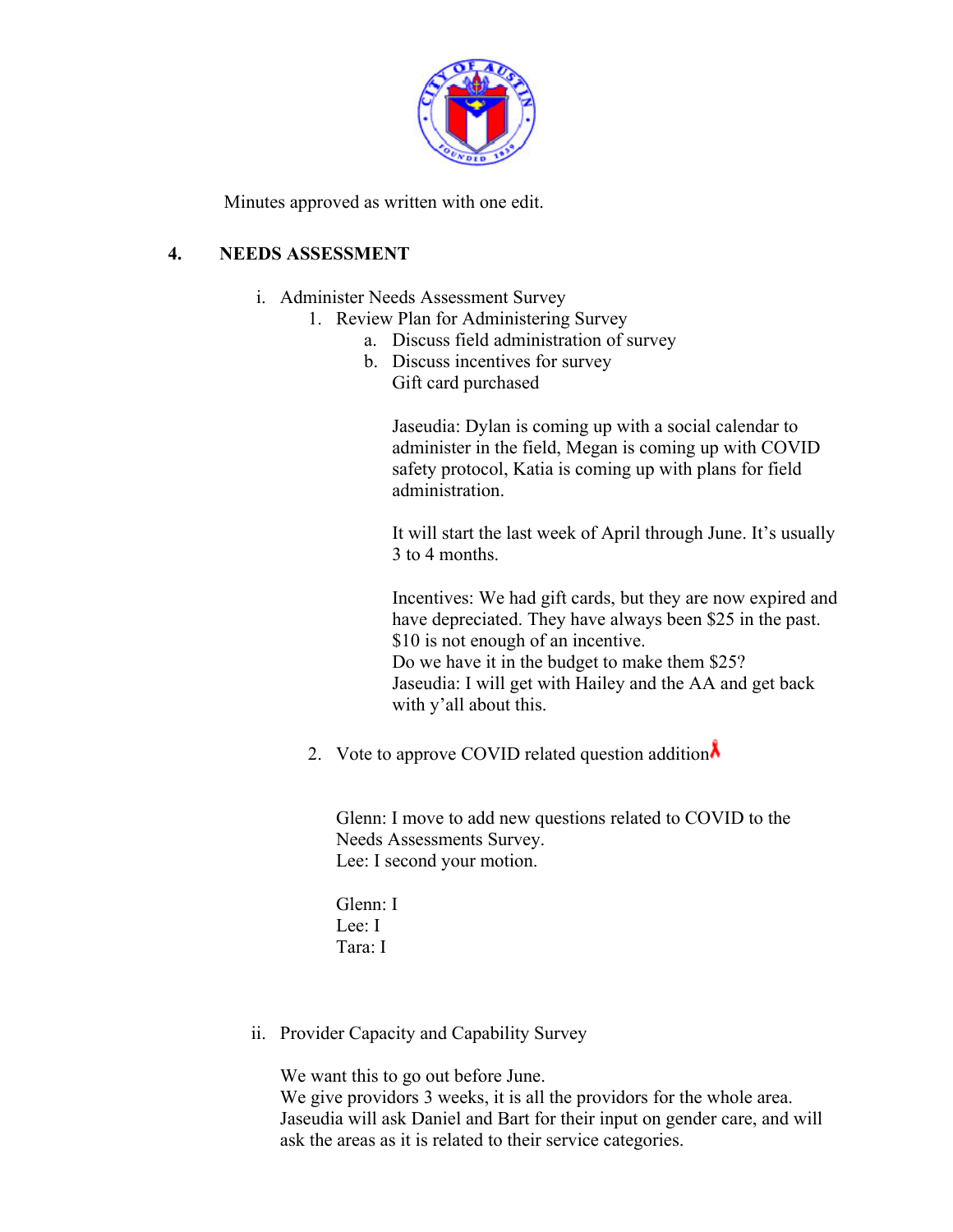Minutes approved as written with one edit.

## 4. NEEDS ASSESSMENT

i. Administer Needs Assessment Survey

1. Review Plan for Administering Survey
   a. Discuss field administration of survey
   b. Discuss incentives for survey
      Gift card purchased

      Jaseudia: Dylan is coming up with a social calendar to administer in the field, Megan is coming up with COVID safety protocol, Katia is coming up with plans for field administration.

      It will start the last week of April through June. It's usually 3 to 4 months.

      Incentives: We had gift cards, but they are now expired and have depreciated. They have always been $25 in the past. $10 is not enough of an incentive.
      Do we have it in the budget to make them $25?
      Jaseudia: I will get with Hailey and the AA and get back with y'all about this.

2. Vote to approve COVID related question addition

   Glenn: I move to add new questions related to COVID to the Needs Assessments Survey.
   Lee: I second your motion.

   Glenn: I
   Lee: I
   Tara: I

ii. Provider Capacity and Capability Survey

We want this to go out before June.
We give providors 3 weeks, it is all the providors for the whole area.
Jaseudia will ask Daniel and Bart for their input on gender care, and will ask the areas as it is related to their service categories.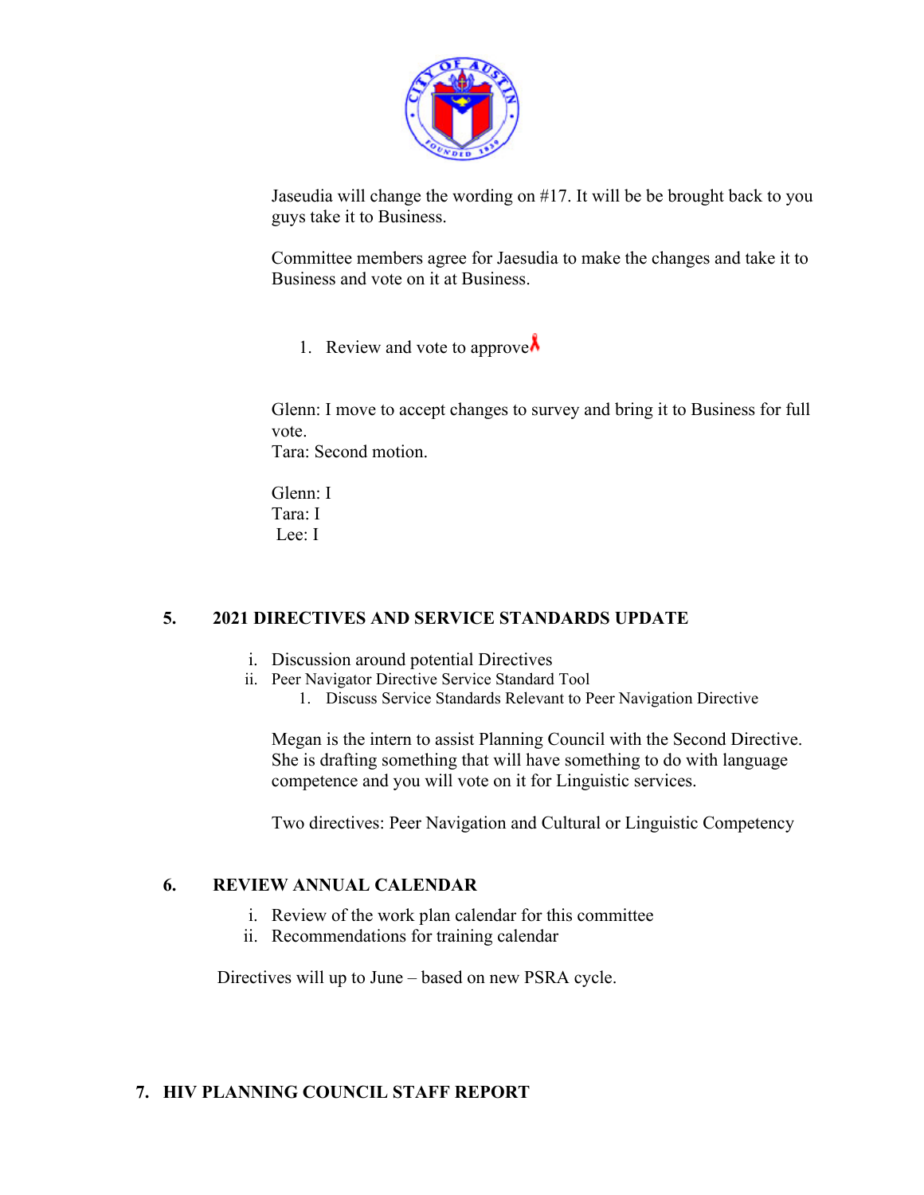Jaseudia will change the wording on #17. It will be be brought back to you guys take it to Business.

Committee members agree for Jaesudia to make the changes and take it to Business and vote on it at Business.

1. Review and vote to approve

Glenn: I move to accept changes to survey and bring it to Business for full vote.
Tara: Second motion.

Glenn: I
Tara: I
Lee: I

## 5. 2021 DIRECTIVES AND SERVICE STANDARDS UPDATE

i. Discussion around potential Directives
ii. Peer Navigator Directive Service Standard Tool
    1. Discuss Service Standards Relevant to Peer Navigation Directive

Megan is the intern to assist Planning Council with the Second Directive. She is drafting something that will have something to do with language competence and you will vote on it for Linguistic services.

Two directives: Peer Navigation and Cultural or Linguistic Competency

## 6. REVIEW ANNUAL CALENDAR

i. Review of the work plan calendar for this committee
ii. Recommendations for training calendar

Directives will up to June – based on new PSRA cycle.

## 7. HIV PLANNING COUNCIL STAFF REPORT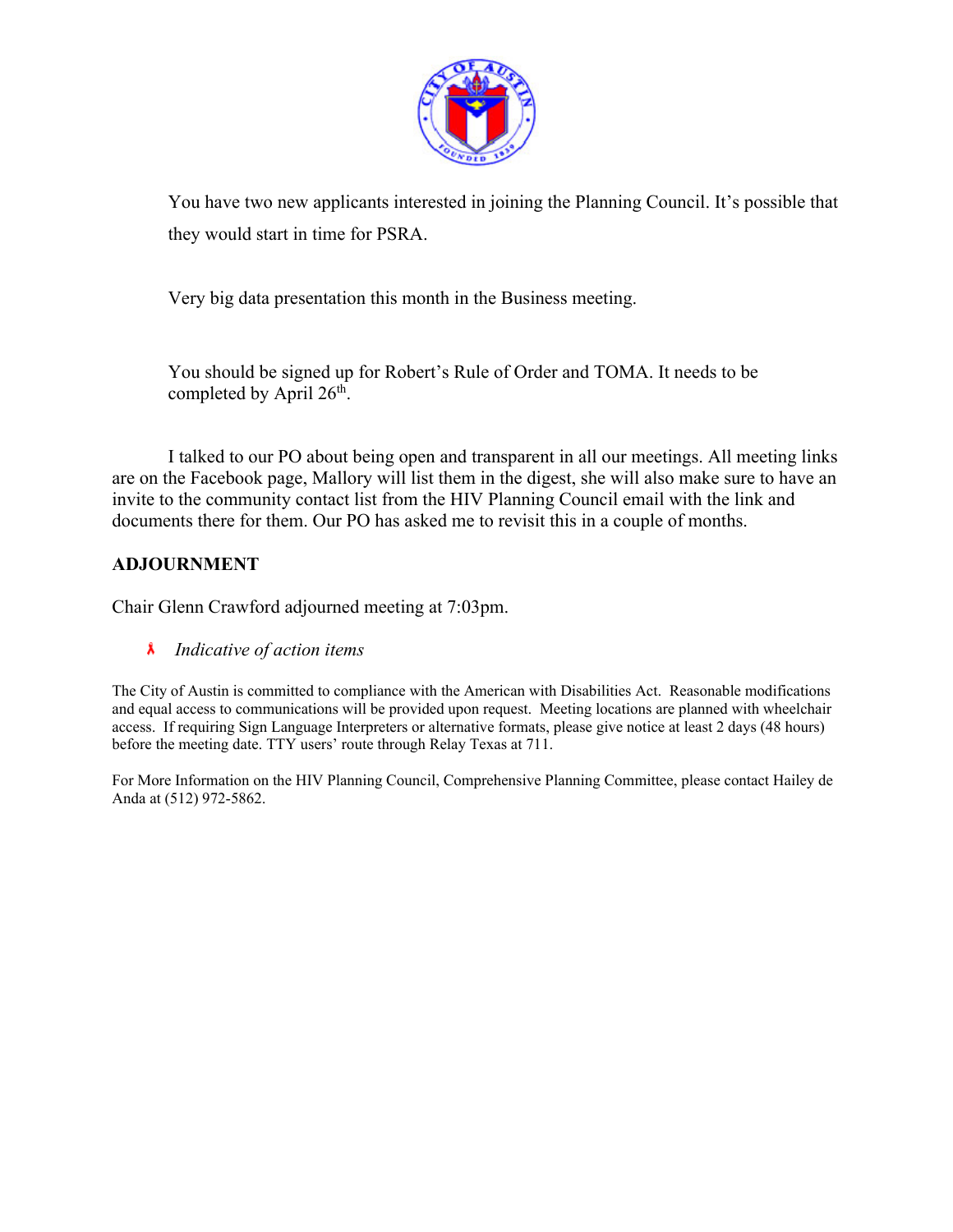You have two new applicants interested in joining the Planning Council. It's possible that they would start in time for PSRA.

Very big data presentation this month in the Business meeting.

You should be signed up for Robert's Rule of Order and TOMA. It needs to be completed by April 26th.

I talked to our PO about being open and transparent in all our meetings. All meeting links are on the Facebook page, Mallory will list them in the digest, she will also make sure to have an invite to the community contact list from the HIV Planning Council email with the link and documents there for them. Our PO has asked me to revisit this in a couple of months.

**ADJOURNMENT**

Chair Glenn Crawford adjourned meeting at 7:03pm.

- *Indicative of action items*

The City of Austin is committed to compliance with the American with Disabilities Act. Reasonable modifications and equal access to communications will be provided upon request. Meeting locations are planned with wheelchair access. If requiring Sign Language Interpreters or alternative formats, please give notice at least 2 days (48 hours) before the meeting date. TTY users' route through Relay Texas at 711.

For More Information on the HIV Planning Council, Comprehensive Planning Committee, please contact Hailey de Anda at (512) 972-5862.